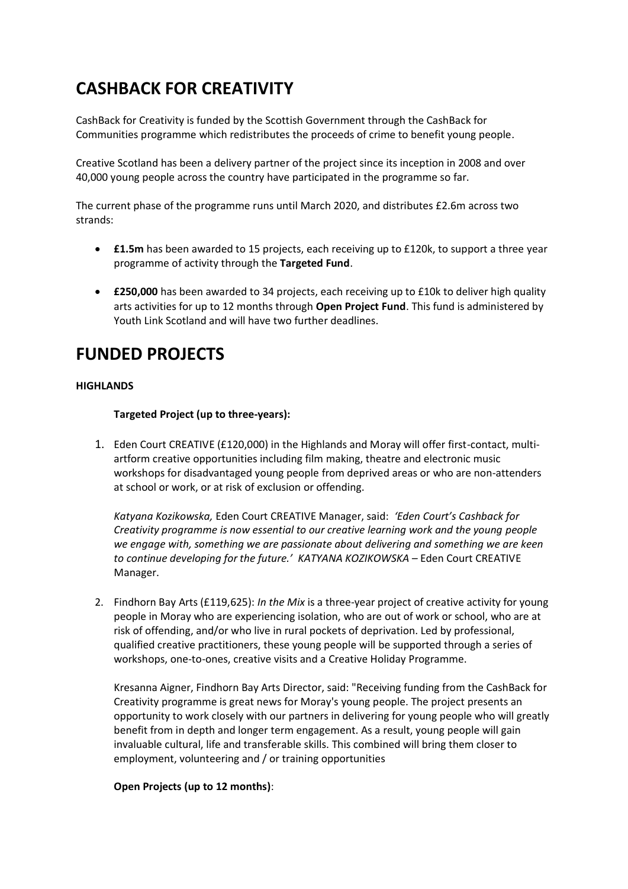# CASHBACK FOR CREATIVITY

CashBack for Creativity is funded by the Scottish Government through the CashBack for Communities programme which redistributes the proceeds of crime to benefit young people.

Creative Scotland has been a delivery partner of the project since its inception in 2008 and over 40,000 young people across the country have participated in the programme so far.

The current phase of the programme runs until March 2020, and distributes £2.6m across two strands:

- **£1.5m** has been awarded to 15 projects, each receiving up to £120k, to support a three year programme of activity through the **Targeted Fund**.
- **£250,000** has been awarded to 34 projects, each receiving up to £10k to deliver high quality arts activities for up to 12 months through **Open Project Fund**. This fund is administered by Youth Link Scotland and will have two further deadlines.

# FUNDED PROJECTS

**HIGHLANDS**

**Targeted Project (up to three-years):**

1. Eden Court CREATIVE (£120,000) in the Highlands and Moray will offer first-contact, multi-artform creative opportunities including film making, theatre and electronic music workshops for disadvantaged young people from deprived areas or who are non-attenders at school or work, or at risk of exclusion or offending.

   *Katyana Kozikowska,* Eden Court CREATIVE Manager, said: *'Eden Court's Cashback for Creativity programme is now essential to our creative learning work and the young people we engage with, something we are passionate about delivering and something we are keen to continue developing for the future.' KATYANA KOZIKOWSKA* – Eden Court CREATIVE Manager.

2. Findhorn Bay Arts (£119,625): *In the Mix* is a three-year project of creative activity for young people in Moray who are experiencing isolation, who are out of work or school, who are at risk of offending, and/or who live in rural pockets of deprivation. Led by professional, qualified creative practitioners, these young people will be supported through a series of workshops, one-to-ones, creative visits and a Creative Holiday Programme.

   Kresanna Aigner, Findhorn Bay Arts Director, said: "Receiving funding from the CashBack for Creativity programme is great news for Moray's young people. The project presents an opportunity to work closely with our partners in delivering for young people who will greatly benefit from in depth and longer term engagement. As a result, young people will gain invaluable cultural, life and transferable skills. This combined will bring them closer to employment, volunteering and / or training opportunities

**Open Projects (up to 12 months)**: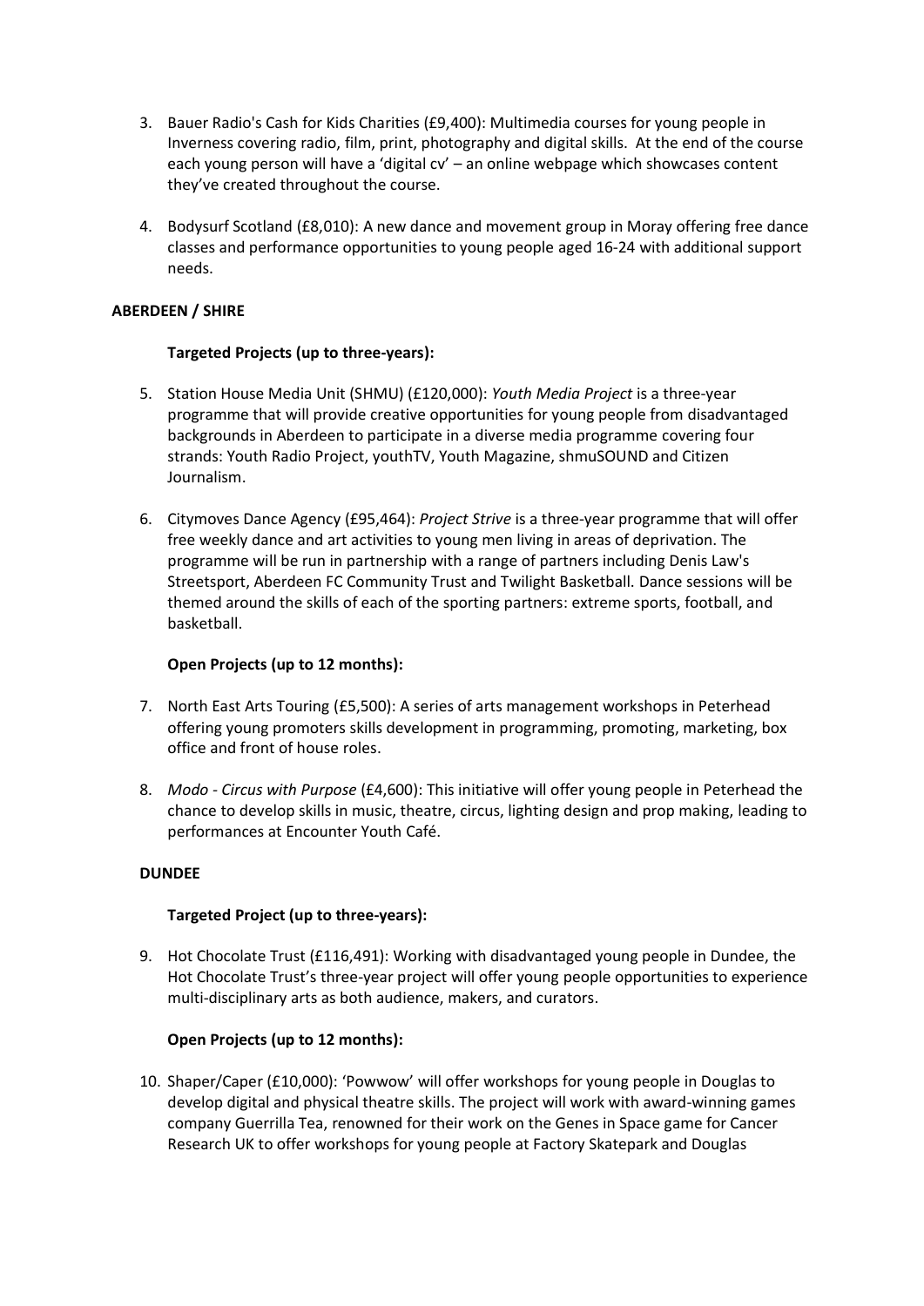3. Bauer Radio's Cash for Kids Charities (£9,400): Multimedia courses for young people in Inverness covering radio, film, print, photography and digital skills. At the end of the course each young person will have a 'digital cv' – an online webpage which showcases content they've created throughout the course.

4. Bodysurf Scotland (£8,010): A new dance and movement group in Moray offering free dance classes and performance opportunities to young people aged 16-24 with additional support needs.

**ABERDEEN / SHIRE**

**Targeted Projects (up to three-years):**

5. Station House Media Unit (SHMU) (£120,000): *Youth Media Project* is a three-year programme that will provide creative opportunities for young people from disadvantaged backgrounds in Aberdeen to participate in a diverse media programme covering four strands: Youth Radio Project, youthTV, Youth Magazine, shmuSOUND and Citizen Journalism.

6. Citymoves Dance Agency (£95,464): *Project Strive* is a three-year programme that will offer free weekly dance and art activities to young men living in areas of deprivation. The programme will be run in partnership with a range of partners including Denis Law's Streetsport, Aberdeen FC Community Trust and Twilight Basketball. Dance sessions will be themed around the skills of each of the sporting partners: extreme sports, football, and basketball.

**Open Projects (up to 12 months):**

7. North East Arts Touring (£5,500): A series of arts management workshops in Peterhead offering young promoters skills development in programming, promoting, marketing, box office and front of house roles.

8. *Modo - Circus with Purpose* (£4,600): This initiative will offer young people in Peterhead the chance to develop skills in music, theatre, circus, lighting design and prop making, leading to performances at Encounter Youth Café.

**DUNDEE**

**Targeted Project (up to three-years):**

9. Hot Chocolate Trust (£116,491): Working with disadvantaged young people in Dundee, the Hot Chocolate Trust's three-year project will offer young people opportunities to experience multi-disciplinary arts as both audience, makers, and curators.

**Open Projects (up to 12 months):**

10. Shaper/Caper (£10,000): 'Powwow' will offer workshops for young people in Douglas to develop digital and physical theatre skills. The project will work with award-winning games company Guerrilla Tea, renowned for their work on the Genes in Space game for Cancer Research UK to offer workshops for young people at Factory Skatepark and Douglas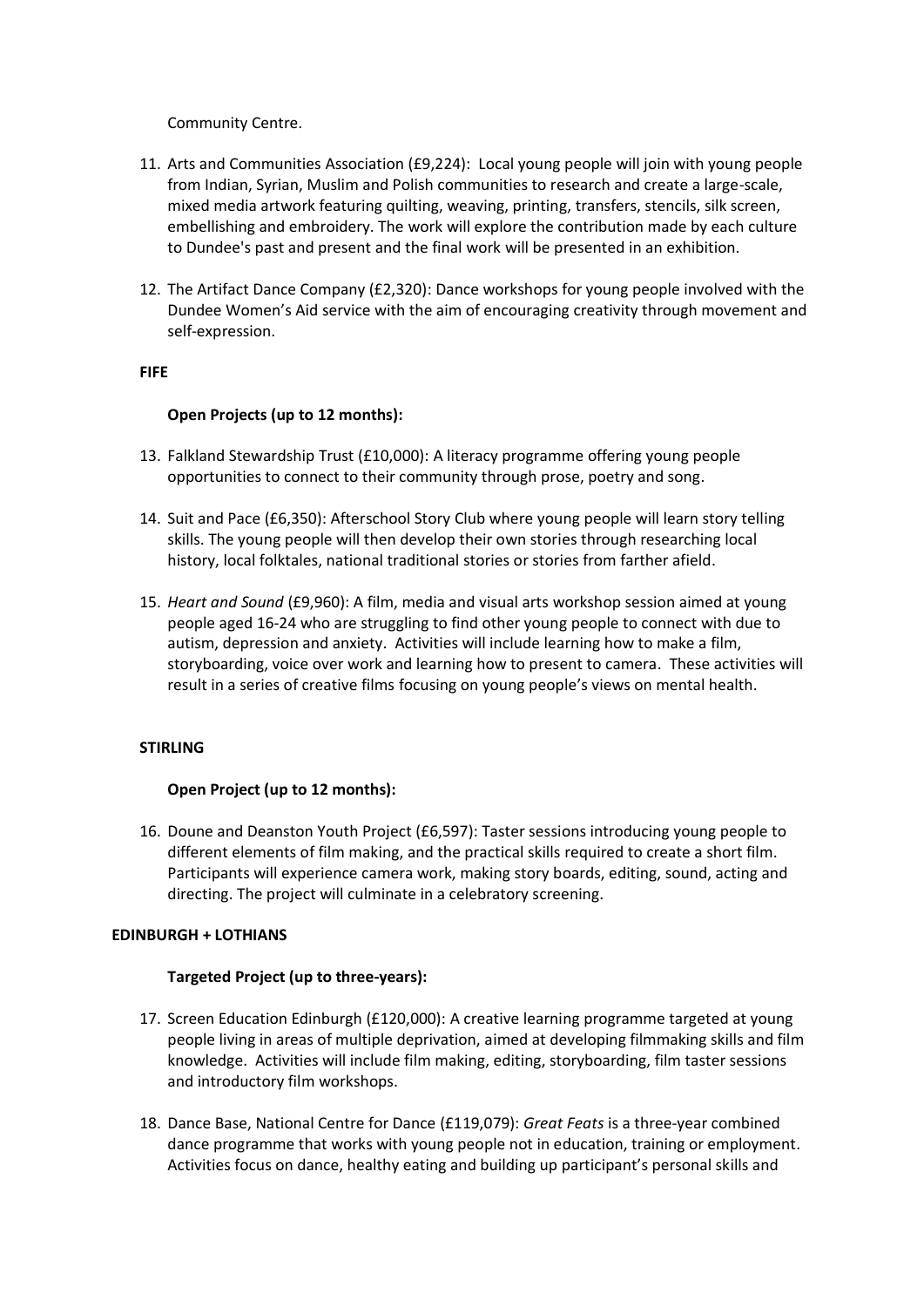Community Centre.

11. Arts and Communities Association (£9,224): Local young people will join with young people from Indian, Syrian, Muslim and Polish communities to research and create a large-scale, mixed media artwork featuring quilting, weaving, printing, transfers, stencils, silk screen, embellishing and embroidery. The work will explore the contribution made by each culture to Dundee's past and present and the final work will be presented in an exhibition.

12. The Artifact Dance Company (£2,320): Dance workshops for young people involved with the Dundee Women's Aid service with the aim of encouraging creativity through movement and self-expression.

**FIFE**

**Open Projects (up to 12 months):**

13. Falkland Stewardship Trust (£10,000): A literacy programme offering young people opportunities to connect to their community through prose, poetry and song.

14. Suit and Pace (£6,350): Afterschool Story Club where young people will learn story telling skills. The young people will then develop their own stories through researching local history, local folktales, national traditional stories or stories from farther afield.

15. *Heart and Sound* (£9,960): A film, media and visual arts workshop session aimed at young people aged 16-24 who are struggling to find other young people to connect with due to autism, depression and anxiety. Activities will include learning how to make a film, storyboarding, voice over work and learning how to present to camera. These activities will result in a series of creative films focusing on young people's views on mental health.

**STIRLING**

**Open Project (up to 12 months):**

16. Doune and Deanston Youth Project (£6,597): Taster sessions introducing young people to different elements of film making, and the practical skills required to create a short film. Participants will experience camera work, making story boards, editing, sound, acting and directing. The project will culminate in a celebratory screening.

**EDINBURGH + LOTHIANS**

**Targeted Project (up to three-years):**

17. Screen Education Edinburgh (£120,000): A creative learning programme targeted at young people living in areas of multiple deprivation, aimed at developing filmmaking skills and film knowledge. Activities will include film making, editing, storyboarding, film taster sessions and introductory film workshops.

18. Dance Base, National Centre for Dance (£119,079): *Great Feats* is a three-year combined dance programme that works with young people not in education, training or employment. Activities focus on dance, healthy eating and building up participant's personal skills and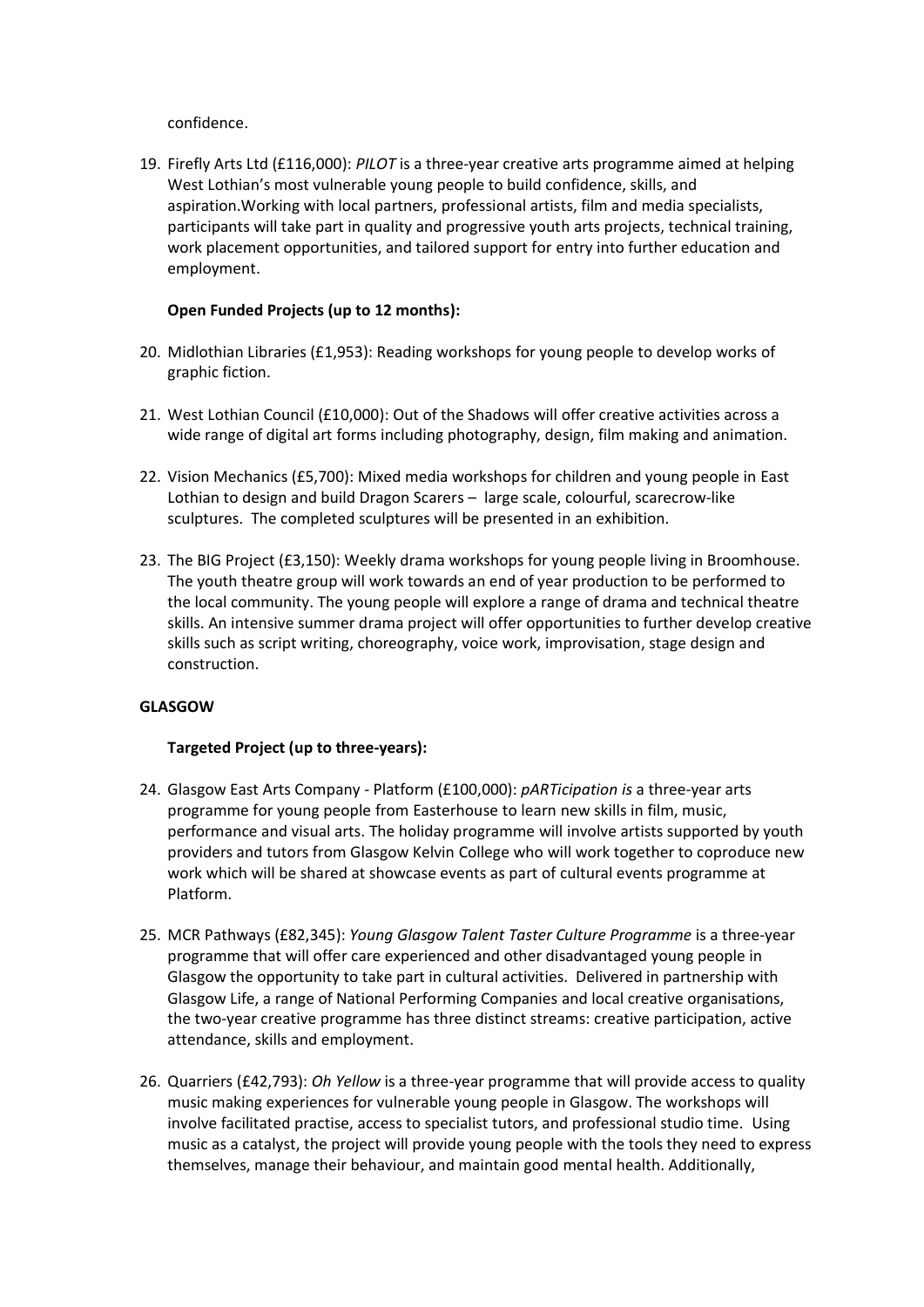confidence.

19. Firefly Arts Ltd (£116,000): *PILOT* is a three-year creative arts programme aimed at helping West Lothian's most vulnerable young people to build confidence, skills, and aspiration.Working with local partners, professional artists, film and media specialists, participants will take part in quality and progressive youth arts projects, technical training, work placement opportunities, and tailored support for entry into further education and employment.

**Open Funded Projects (up to 12 months):**

20. Midlothian Libraries (£1,953): Reading workshops for young people to develop works of graphic fiction.

21. West Lothian Council (£10,000): Out of the Shadows will offer creative activities across a wide range of digital art forms including photography, design, film making and animation.

22. Vision Mechanics (£5,700): Mixed media workshops for children and young people in East Lothian to design and build Dragon Scarers – large scale, colourful, scarecrow-like sculptures. The completed sculptures will be presented in an exhibition.

23. The BIG Project (£3,150): Weekly drama workshops for young people living in Broomhouse. The youth theatre group will work towards an end of year production to be performed to the local community. The young people will explore a range of drama and technical theatre skills. An intensive summer drama project will offer opportunities to further develop creative skills such as script writing, choreography, voice work, improvisation, stage design and construction.

**GLASGOW**

**Targeted Project (up to three-years):**

24. Glasgow East Arts Company - Platform (£100,000): *pARTicipation is* a three-year arts programme for young people from Easterhouse to learn new skills in film, music, performance and visual arts. The holiday programme will involve artists supported by youth providers and tutors from Glasgow Kelvin College who will work together to coproduce new work which will be shared at showcase events as part of cultural events programme at Platform.

25. MCR Pathways (£82,345): *Young Glasgow Talent Taster Culture Programme* is a three-year programme that will offer care experienced and other disadvantaged young people in Glasgow the opportunity to take part in cultural activities. Delivered in partnership with Glasgow Life, a range of National Performing Companies and local creative organisations, the two-year creative programme has three distinct streams: creative participation, active attendance, skills and employment.

26. Quarriers (£42,793): *Oh Yellow* is a three-year programme that will provide access to quality music making experiences for vulnerable young people in Glasgow. The workshops will involve facilitated practise, access to specialist tutors, and professional studio time. Using music as a catalyst, the project will provide young people with the tools they need to express themselves, manage their behaviour, and maintain good mental health. Additionally,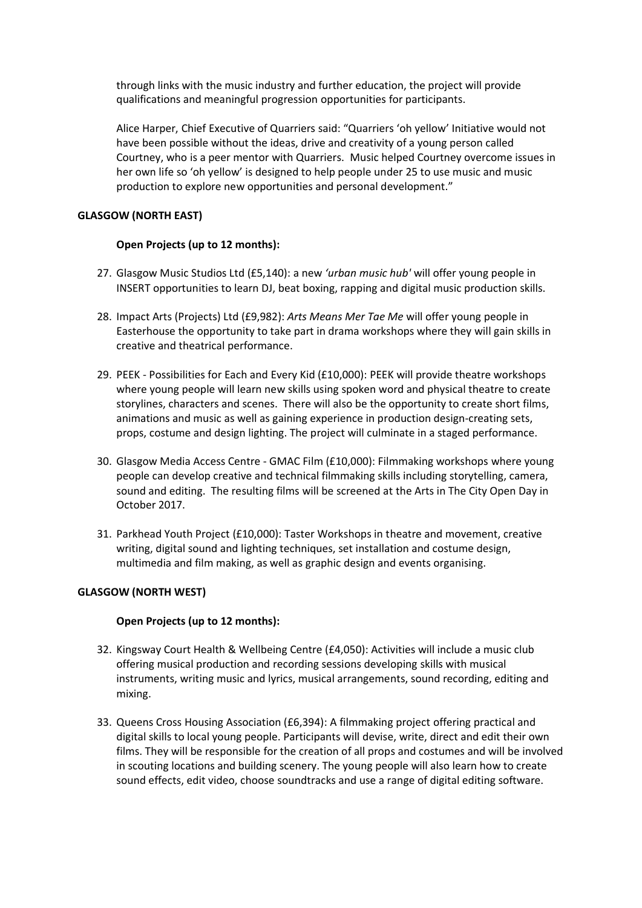through links with the music industry and further education, the project will provide qualifications and meaningful progression opportunities for participants.

Alice Harper, Chief Executive of Quarriers said: “Quarriers ‘oh yellow’ Initiative would not have been possible without the ideas, drive and creativity of a young person called Courtney, who is a peer mentor with Quarriers. Music helped Courtney overcome issues in her own life so ‘oh yellow’ is designed to help people under 25 to use music and music production to explore new opportunities and personal development.”

**GLASGOW (NORTH EAST)**

**Open Projects (up to 12 months):**

27. Glasgow Music Studios Ltd (£5,140): a new *‘urban music hub'* will offer young people in INSERT opportunities to learn DJ, beat boxing, rapping and digital music production skills.

28. Impact Arts (Projects) Ltd (£9,982): *Arts Means Mer Tae Me* will offer young people in Easterhouse the opportunity to take part in drama workshops where they will gain skills in creative and theatrical performance.

29. PEEK - Possibilities for Each and Every Kid (£10,000): PEEK will provide theatre workshops where young people will learn new skills using spoken word and physical theatre to create storylines, characters and scenes. There will also be the opportunity to create short films, animations and music as well as gaining experience in production design-creating sets, props, costume and design lighting. The project will culminate in a staged performance.

30. Glasgow Media Access Centre - GMAC Film (£10,000): Filmmaking workshops where young people can develop creative and technical filmmaking skills including storytelling, camera, sound and editing. The resulting films will be screened at the Arts in The City Open Day in October 2017.

31. Parkhead Youth Project (£10,000): Taster Workshops in theatre and movement, creative writing, digital sound and lighting techniques, set installation and costume design, multimedia and film making, as well as graphic design and events organising.

**GLASGOW (NORTH WEST)**

**Open Projects (up to 12 months):**

32. Kingsway Court Health & Wellbeing Centre (£4,050): Activities will include a music club offering musical production and recording sessions developing skills with musical instruments, writing music and lyrics, musical arrangements, sound recording, editing and mixing.

33. Queens Cross Housing Association (£6,394): A filmmaking project offering practical and digital skills to local young people. Participants will devise, write, direct and edit their own films. They will be responsible for the creation of all props and costumes and will be involved in scouting locations and building scenery. The young people will also learn how to create sound effects, edit video, choose soundtracks and use a range of digital editing software.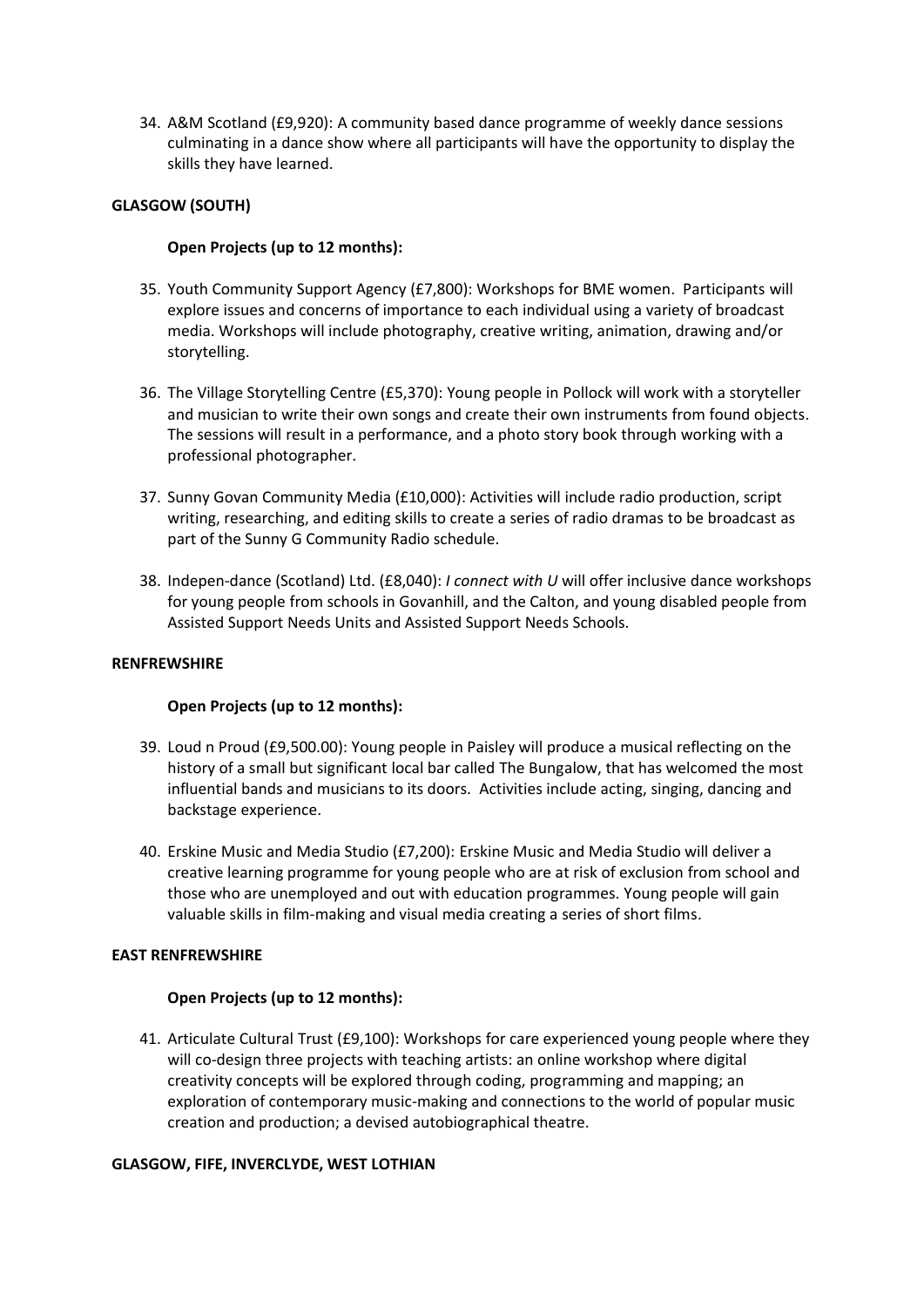34. A&M Scotland (£9,920): A community based dance programme of weekly dance sessions culminating in a dance show where all participants will have the opportunity to display the skills they have learned.

**GLASGOW (SOUTH)**

**Open Projects (up to 12 months):**

35. Youth Community Support Agency (£7,800): Workshops for BME women. Participants will explore issues and concerns of importance to each individual using a variety of broadcast media. Workshops will include photography, creative writing, animation, drawing and/or storytelling.

36. The Village Storytelling Centre (£5,370): Young people in Pollock will work with a storyteller and musician to write their own songs and create their own instruments from found objects. The sessions will result in a performance, and a photo story book through working with a professional photographer.

37. Sunny Govan Community Media (£10,000): Activities will include radio production, script writing, researching, and editing skills to create a series of radio dramas to be broadcast as part of the Sunny G Community Radio schedule.

38. Indepen-dance (Scotland) Ltd. (£8,040): *I connect with U* will offer inclusive dance workshops for young people from schools in Govanhill, and the Calton, and young disabled people from Assisted Support Needs Units and Assisted Support Needs Schools.

**RENFREWSHIRE**

**Open Projects (up to 12 months):**

39. Loud n Proud (£9,500.00): Young people in Paisley will produce a musical reflecting on the history of a small but significant local bar called The Bungalow, that has welcomed the most influential bands and musicians to its doors. Activities include acting, singing, dancing and backstage experience.

40. Erskine Music and Media Studio (£7,200): Erskine Music and Media Studio will deliver a creative learning programme for young people who are at risk of exclusion from school and those who are unemployed and out with education programmes. Young people will gain valuable skills in film-making and visual media creating a series of short films.

**EAST RENFREWSHIRE**

**Open Projects (up to 12 months):**

41. Articulate Cultural Trust (£9,100): Workshops for care experienced young people where they will co-design three projects with teaching artists: an online workshop where digital creativity concepts will be explored through coding, programming and mapping; an exploration of contemporary music-making and connections to the world of popular music creation and production; a devised autobiographical theatre.

**GLASGOW, FIFE, INVERCLYDE, WEST LOTHIAN**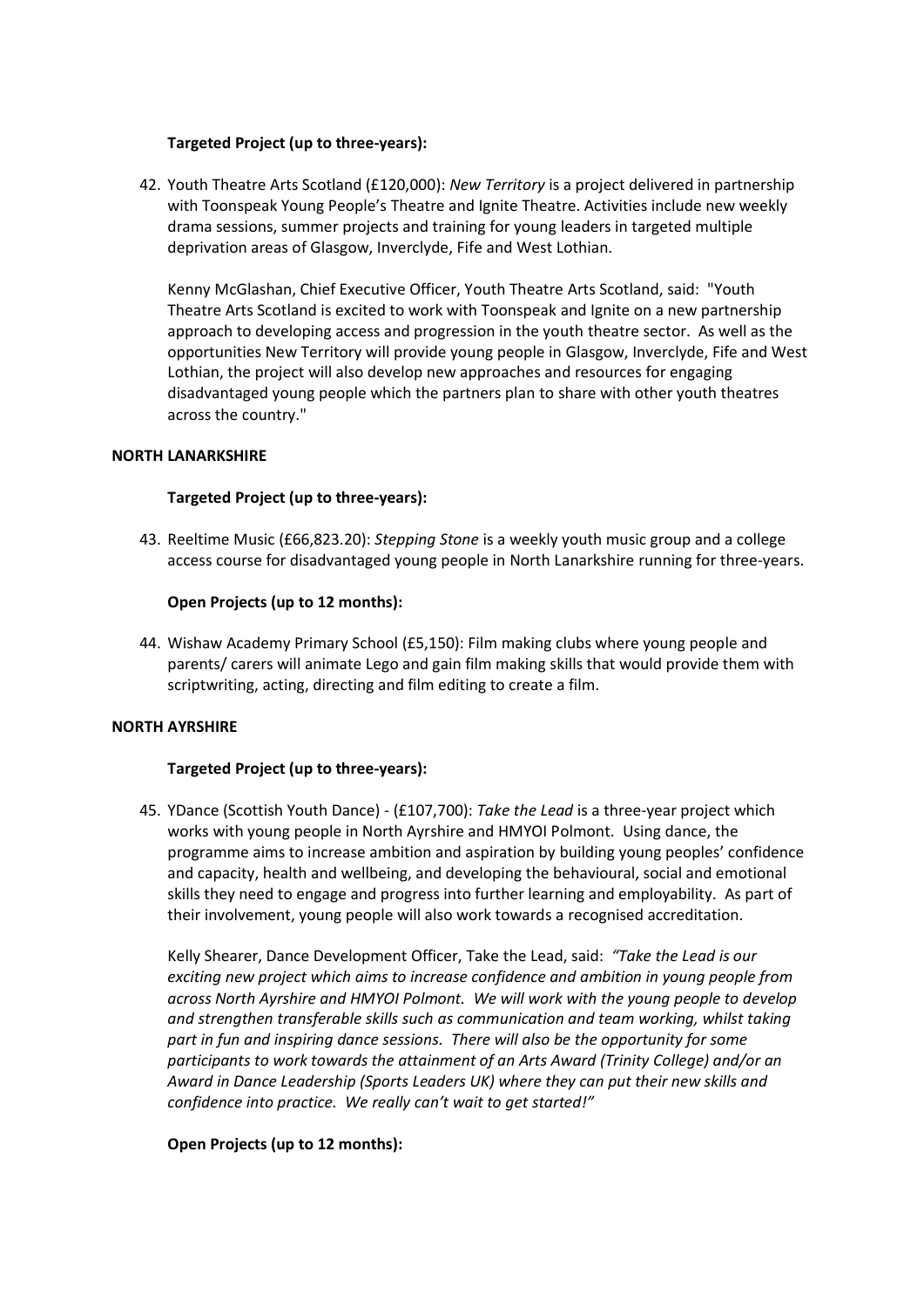**Targeted Project (up to three-years):**

42. Youth Theatre Arts Scotland (£120,000): *New Territory* is a project delivered in partnership with Toonspeak Young People's Theatre and Ignite Theatre. Activities include new weekly drama sessions, summer projects and training for young leaders in targeted multiple deprivation areas of Glasgow, Inverclyde, Fife and West Lothian.

    Kenny McGlashan, Chief Executive Officer, Youth Theatre Arts Scotland, said: "Youth Theatre Arts Scotland is excited to work with Toonspeak and Ignite on a new partnership approach to developing access and progression in the youth theatre sector. As well as the opportunities New Territory will provide young people in Glasgow, Inverclyde, Fife and West Lothian, the project will also develop new approaches and resources for engaging disadvantaged young people which the partners plan to share with other youth theatres across the country."

**NORTH LANARKSHIRE**

**Targeted Project (up to three-years):**

43. Reeltime Music (£66,823.20): *Stepping Stone* is a weekly youth music group and a college access course for disadvantaged young people in North Lanarkshire running for three-years.

**Open Projects (up to 12 months):**

44. Wishaw Academy Primary School (£5,150): Film making clubs where young people and parents/ carers will animate Lego and gain film making skills that would provide them with scriptwriting, acting, directing and film editing to create a film.

**NORTH AYRSHIRE**

**Targeted Project (up to three-years):**

45. YDance (Scottish Youth Dance) - (£107,700): *Take the Lead* is a three-year project which works with young people in North Ayrshire and HMYOI Polmont. Using dance, the programme aims to increase ambition and aspiration by building young peoples' confidence and capacity, health and wellbeing, and developing the behavioural, social and emotional skills they need to engage and progress into further learning and employability. As part of their involvement, young people will also work towards a recognised accreditation.

    Kelly Shearer, Dance Development Officer, Take the Lead, said: *"Take the Lead is our exciting new project which aims to increase confidence and ambition in young people from across North Ayrshire and HMYOI Polmont. We will work with the young people to develop and strengthen transferable skills such as communication and team working, whilst taking part in fun and inspiring dance sessions. There will also be the opportunity for some participants to work towards the attainment of an Arts Award (Trinity College) and/or an Award in Dance Leadership (Sports Leaders UK) where they can put their new skills and confidence into practice. We really can't wait to get started!"*

**Open Projects (up to 12 months):**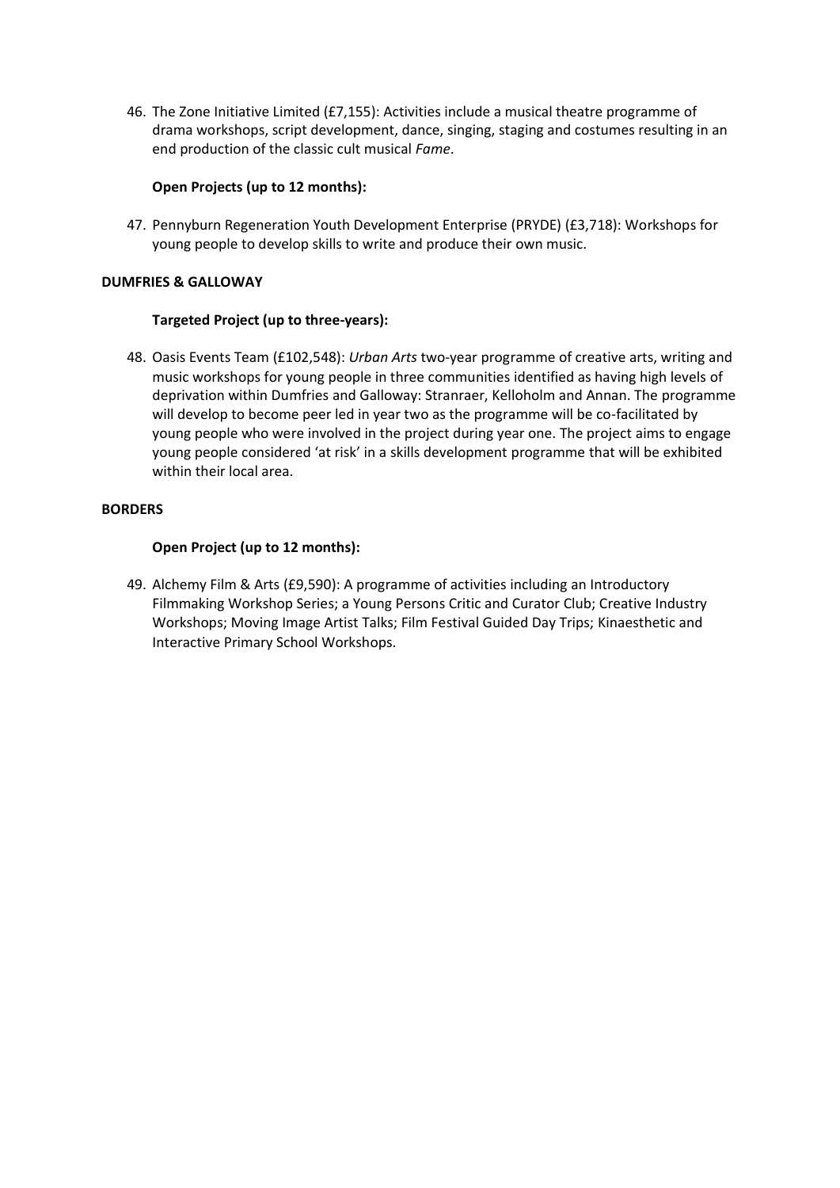46. The Zone Initiative Limited (£7,155): Activities include a musical theatre programme of drama workshops, script development, dance, singing, staging and costumes resulting in an end production of the classic cult musical *Fame*.

**Open Projects (up to 12 months):**

47. Pennyburn Regeneration Youth Development Enterprise (PRYDE) (£3,718): Workshops for young people to develop skills to write and produce their own music.

**DUMFRIES & GALLOWAY**

**Targeted Project (up to three-years):**

48. Oasis Events Team (£102,548): *Urban Arts* two-year programme of creative arts, writing and music workshops for young people in three communities identified as having high levels of deprivation within Dumfries and Galloway: Stranraer, Kelloholm and Annan. The programme will develop to become peer led in year two as the programme will be co-facilitated by young people who were involved in the project during year one. The project aims to engage young people considered 'at risk' in a skills development programme that will be exhibited within their local area.

**BORDERS**

**Open Project (up to 12 months):**

49. Alchemy Film & Arts (£9,590): A programme of activities including an Introductory Filmmaking Workshop Series; a Young Persons Critic and Curator Club; Creative Industry Workshops; Moving Image Artist Talks; Film Festival Guided Day Trips; Kinaesthetic and Interactive Primary School Workshops.